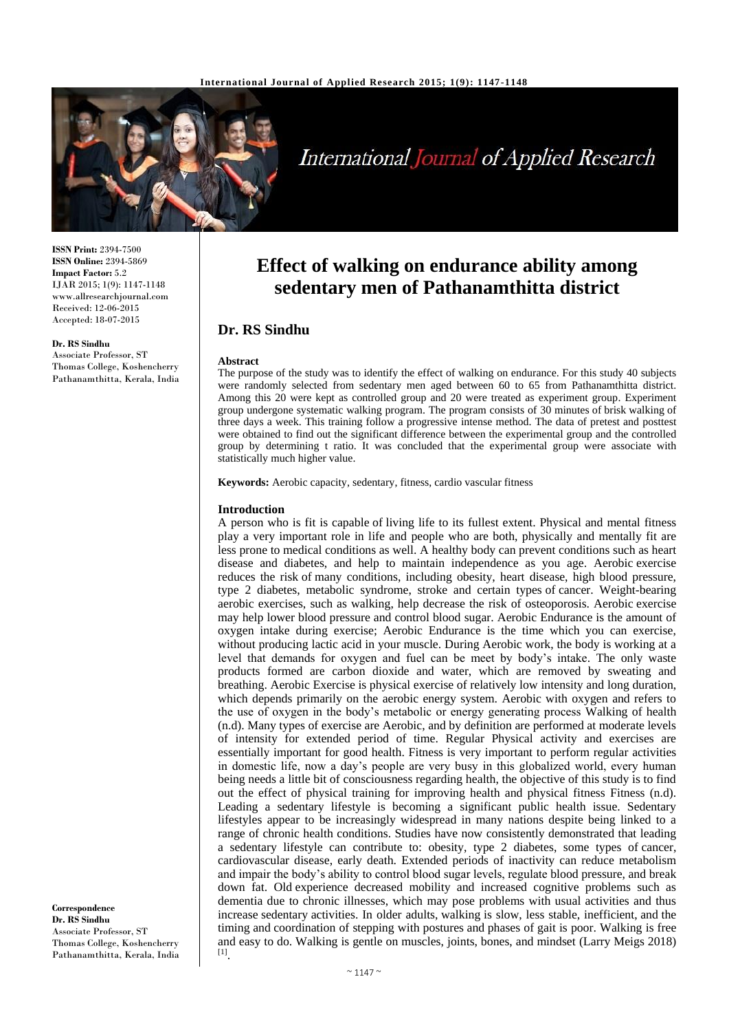# Effect of walking on endurance ability among sedentary men of Pathanamthitta district

## Dr. RS Sindhu

**ISSN Print:** 2394-7500
**ISSN Online:** 2394-5869
**Impact Factor:** 5.2
IJAR 2015; 1(9): 1147-1148
www.allresearchjournal.com
Received: 12-06-2015
Accepted: 18-07-2015

**Dr. RS Sindhu**
Associate Professor, ST Thomas College, Koshencherry Pathanamthitta, Kerala, India

**Correspondence**
**Dr. RS Sindhu**
Associate Professor, ST Thomas College, Koshencherry Pathanamthitta, Kerala, India

### Abstract

The purpose of the study was to identify the effect of walking on endurance. For this study 40 subjects were randomly selected from sedentary men aged between 60 to 65 from Pathanamthitta district. Among this 20 were kept as controlled group and 20 were treated as experiment group. Experiment group undergone systematic walking program. The program consists of 30 minutes of brisk walking of three days a week. This training follow a progressive intense method. The data of pretest and posttest were obtained to find out the significant difference between the experimental group and the controlled group by determining t ratio. It was concluded that the experimental group were associate with statistically much higher value.

**Keywords:** Aerobic capacity, sedentary, fitness, cardio vascular fitness

### Introduction

A person who is fit is capable of living life to its fullest extent. Physical and mental fitness play a very important role in life and people who are both, physically and mentally fit are less prone to medical conditions as well. A healthy body can prevent conditions such as heart disease and diabetes, and help to maintain independence as you age. Aerobic exercise reduces the risk of many conditions, including obesity, heart disease, high blood pressure, type 2 diabetes, metabolic syndrome, stroke and certain types of cancer. Weight-bearing aerobic exercises, such as walking, help decrease the risk of osteoporosis. Aerobic exercise may help lower blood pressure and control blood sugar. Aerobic Endurance is the amount of oxygen intake during exercise; Aerobic Endurance is the time which you can exercise, without producing lactic acid in your muscle. During Aerobic work, the body is working at a level that demands for oxygen and fuel can be meet by body's intake. The only waste products formed are carbon dioxide and water, which are removed by sweating and breathing. Aerobic Exercise is physical exercise of relatively low intensity and long duration, which depends primarily on the aerobic energy system. Aerobic with oxygen and refers to the use of oxygen in the body's metabolic or energy generating process Walking of health (n.d). Many types of exercise are Aerobic, and by definition are performed at moderate levels of intensity for extended period of time. Regular Physical activity and exercises are essentially important for good health. Fitness is very important to perform regular activities in domestic life, now a day's people are very busy in this globalized world, every human being needs a little bit of consciousness regarding health, the objective of this study is to find out the effect of physical training for improving health and physical fitness Fitness (n.d). Leading a sedentary lifestyle is becoming a significant public health issue. Sedentary lifestyles appear to be increasingly widespread in many nations despite being linked to a range of chronic health conditions. Studies have now consistently demonstrated that leading a sedentary lifestyle can contribute to: obesity, type 2 diabetes, some types of cancer, cardiovascular disease, early death. Extended periods of inactivity can reduce metabolism and impair the body's ability to control blood sugar levels, regulate blood pressure, and break down fat. Old experience decreased mobility and increased cognitive problems such as dementia due to chronic illnesses, which may pose problems with usual activities and thus increase sedentary activities. In older adults, walking is slow, less stable, inefficient, and the timing and coordination of stepping with postures and phases of gait is poor. Walking is free and easy to do. Walking is gentle on muscles, joints, bones, and mindset (Larry Meigs 2018) [1].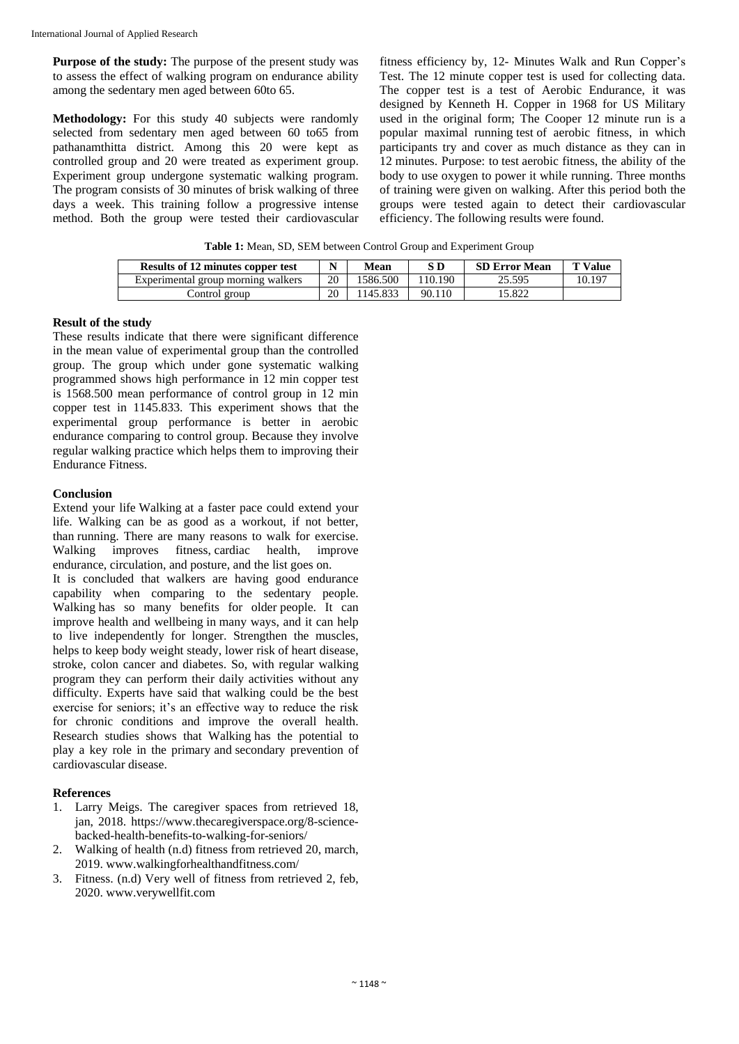**Purpose of the study:** The purpose of the present study was to assess the effect of walking program on endurance ability among the sedentary men aged between 60to 65.

**Methodology:** For this study 40 subjects were randomly selected from sedentary men aged between 60 to65 from pathanamthitta district. Among this 20 were kept as controlled group and 20 were treated as experiment group. Experiment group undergone systematic walking program. The program consists of 30 minutes of brisk walking of three days a week. This training follow a progressive intense method. Both the group were tested their cardiovascular fitness efficiency by, 12- Minutes Walk and Run Copper's Test. The 12 minute copper test is used for collecting data. The copper test is a test of Aerobic Endurance, it was designed by Kenneth H. Copper in 1968 for US Military used in the original form; The Cooper 12 minute run is a popular maximal running test of aerobic fitness, in which participants try and cover as much distance as they can in 12 minutes. Purpose: to test aerobic fitness, the ability of the body to use oxygen to power it while running. Three months of training were given on walking. After this period both the groups were tested again to detect their cardiovascular efficiency. The following results were found.

**Table 1:** Mean, SD, SEM between Control Group and Experiment Group

| Results of 12 minutes copper test | N | Mean | S D | SD Error Mean | T Value |
|---|---|---|---|---|---|
| Experimental group morning walkers | 20 | 1586.500 | 110.190 | 25.595 | 10.197 |
| Control group | 20 | 1145.833 | 90.110 | 15.822 | |

**Result of the study**

These results indicate that there were significant difference in the mean value of experimental group than the controlled group. The group which under gone systematic walking programmed shows high performance in 12 min copper test is 1568.500 mean performance of control group in 12 min copper test in 1145.833. This experiment shows that the experimental group performance is better in aerobic endurance comparing to control group. Because they involve regular walking practice which helps them to improving their Endurance Fitness.

**Conclusion**

Extend your life Walking at a faster pace could extend your life. Walking can be as good as a workout, if not better, than running. There are many reasons to walk for exercise. Walking improves fitness, cardiac health, improve endurance, circulation, and posture, and the list goes on.

It is concluded that walkers are having good endurance capability when comparing to the sedentary people. Walking has so many benefits for older people. It can improve health and wellbeing in many ways, and it can help to live independently for longer. Strengthen the muscles, helps to keep body weight steady, lower risk of heart disease, stroke, colon cancer and diabetes. So, with regular walking program they can perform their daily activities without any difficulty. Experts have said that walking could be the best exercise for seniors; it's an effective way to reduce the risk for chronic conditions and improve the overall health. Research studies shows that Walking has the potential to play a key role in the primary and secondary prevention of cardiovascular disease.

**References**

1. Larry Meigs. The caregiver spaces from retrieved 18, jan, 2018. https://www.thecaregiverspace.org/8-science-backed-health-benefits-to-walking-for-seniors/
2. Walking of health (n.d) fitness from retrieved 20, march, 2019. www.walkingforhealthandfitness.com/
3. Fitness. (n.d) Very well of fitness from retrieved 2, feb, 2020. www.verywellfit.com